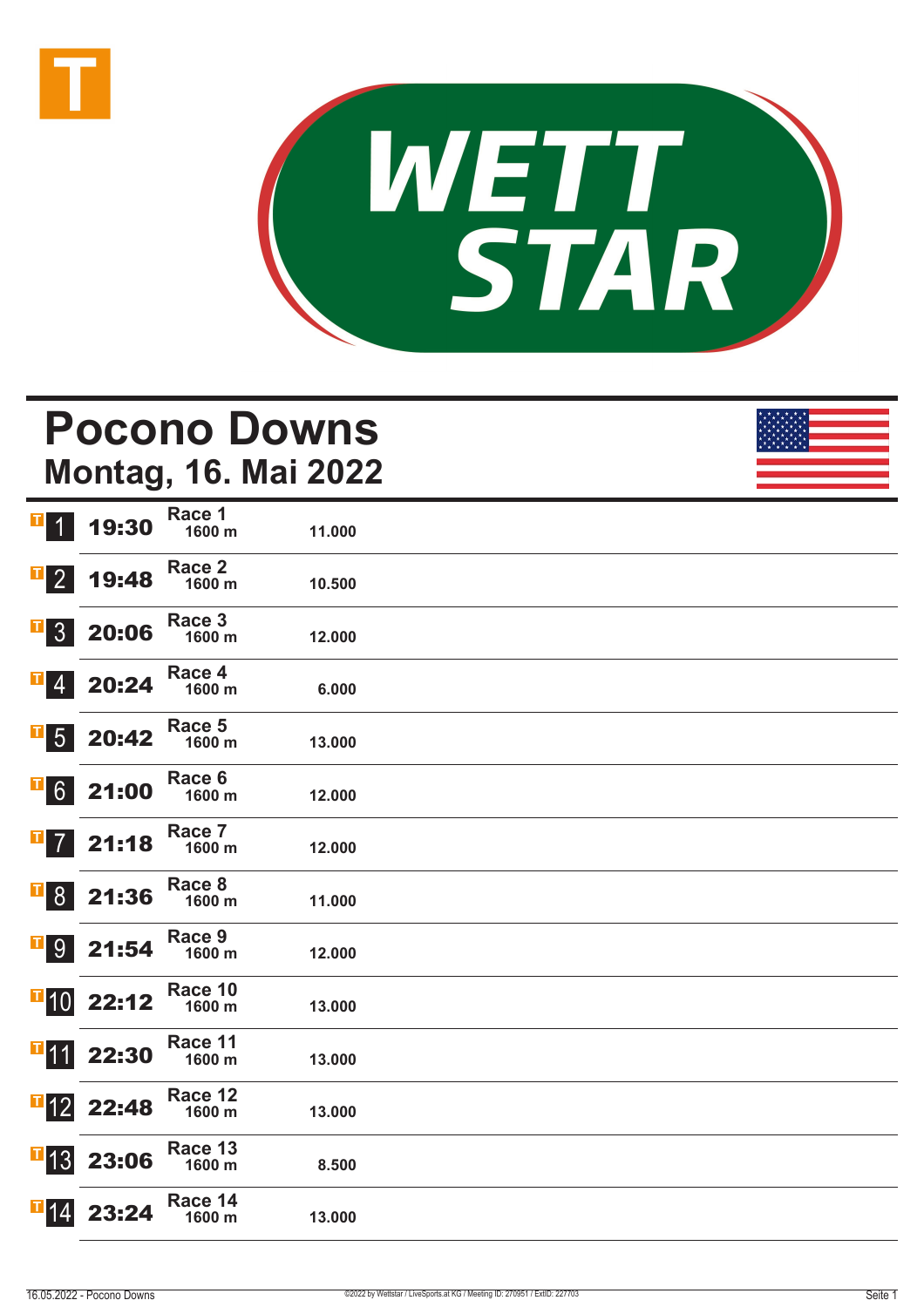WETT STAR

# Pocono Downs
## Montag, 16. Mai 2022

| Nr. | Zeit | Rennen | Distanz | Preisgeld |
|---|---|---|---|---|
| 1 | 19:30 | Race 1 | 1600 m | 11.000 |
| 2 | 19:48 | Race 2 | 1600 m | 10.500 |
| 3 | 20:06 | Race 3 | 1600 m | 12.000 |
| 4 | 20:24 | Race 4 | 1600 m | 6.000 |
| 5 | 20:42 | Race 5 | 1600 m | 13.000 |
| 6 | 21:00 | Race 6 | 1600 m | 12.000 |
| 7 | 21:18 | Race 7 | 1600 m | 12.000 |
| 8 | 21:36 | Race 8 | 1600 m | 11.000 |
| 9 | 21:54 | Race 9 | 1600 m | 12.000 |
| 10 | 22:12 | Race 10 | 1600 m | 13.000 |
| 11 | 22:30 | Race 11 | 1600 m | 13.000 |
| 12 | 22:48 | Race 12 | 1600 m | 13.000 |
| 13 | 23:06 | Race 13 | 1600 m | 8.500 |
| 14 | 23:24 | Race 14 | 1600 m | 13.000 |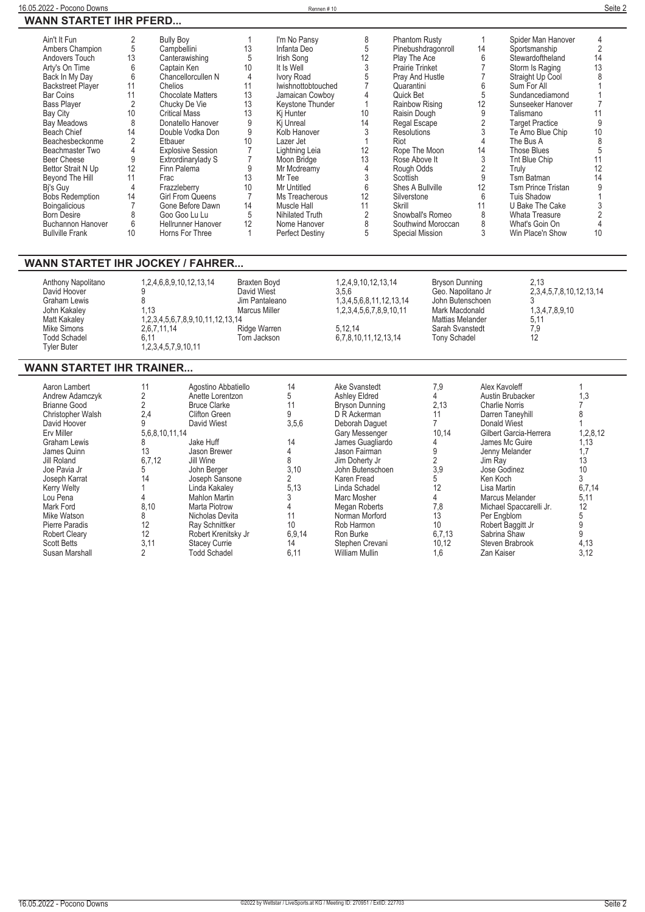## WANN STARTET IHR PFERD...

| Pferd | Rennen | Pferd | Rennen | Pferd | Rennen | Pferd | Rennen | Pferd | Rennen |
|---|---|---|---|---|---|---|---|---|---|
| Ain't It Fun | 2 | Bully Boy | 1 | I'm No Pansy | 8 | Phantom Rusty | 1 | Spider Man Hanover | 4 |
| Ambers Champion | 5 | Campbellini | 13 | Infanta Deo | 5 | Pinebushdragonroll | 14 | Sportsmanship | 2 |
| Andovers Touch | 13 | Canterawishing | 5 | Irish Song | 12 | Play The Ace | 6 | Stewardoftheland | 14 |
| Arty's On Time | 6 | Captain Ken | 10 | It Is Well | 3 | Prairie Trinket | 7 | Storm Is Raging | 13 |
| Back In My Day | 6 | Chancellorcullen N | 4 | Ivory Road | 5 | Pray And Hustle | 7 | Straight Up Cool | 8 |
| Backstreet Player | 11 | Chelios | 11 | Iwishnottobtouched | 7 | Quarantini | 6 | Sum For All | 1 |
| Bar Coins | 11 | Chocolate Matters | 13 | Jamaican Cowboy | 4 | Quick Bet | 5 | Sundancediamond | 1 |
| Bass Player | 2 | Chucky De Vie | 13 | Keystone Thunder | 1 | Rainbow Rising | 12 | Sunseeker Hanover | 7 |
| Bay City | 10 | Critical Mass | 13 | Kj Hunter | 10 | Raisin Dough | 9 | Talismano | 11 |
| Bay Meadows | 8 | Donatello Hanover | 9 | Kj Unreal | 14 | Regal Escape | 2 | Target Practice | 9 |
| Beach Chief | 14 | Double Vodka Don | 9 | Kolb Hanover | 3 | Resolutions | 3 | Te Amo Blue Chip | 10 |
| Beachesbeckonme | 2 | Etbauer | 10 | Lazer Jet | 1 | Riot | 4 | The Bus A | 8 |
| Beachmaster Two | 4 | Explosive Session | 7 | Lightning Leia | 12 | Rope The Moon | 14 | Those Blues | 5 |
| Beer Cheese | 9 | Extrordinarylady S | 7 | Moon Bridge | 13 | Rose Above It | 3 | Tnt Blue Chip | 11 |
| Bettor Strait N Up | 12 | Finn Palema | 9 | Mr Mcdreamy | 4 | Rough Odds | 2 | Truly | 12 |
| Beyond The Hill | 11 | Frac | 13 | Mr Tee | 3 | Scottish | 9 | Tsm Batman | 14 |
| Bj's Guy | 4 | Frazzleberry | 10 | Mr Untitled | 6 | Shes A Bullville | 12 | Tsm Prince Tristan | 9 |
| Bobs Redemption | 14 | Girl From Queens | 7 | Ms Treacherous | 12 | Silverstone | 6 | Tuis Shadow | 1 |
| Boingalicious | 7 | Gone Before Dawn | 14 | Muscle Hall | 11 | Skrill | 11 | U Bake The Cake | 3 |
| Born Desire | 8 | Goo Goo Lu Lu | 5 | Nihilated Truth | 2 | Snowball's Romeo | 8 | Whata Treasure | 2 |
| Buchannon Hanover | 6 | Hellrunner Hanover | 12 | Nome Hanover | 8 | Southwind Moroccan | 8 | What's Goin On | 4 |
| Bullville Frank | 10 | Horns For Three | 1 | Perfect Destiny | 5 | Special Mission | 3 | Win Place'n Show | 10 |

## WANN STARTET IHR JOCKEY / FAHRER...

| Fahrer | Rennen | Fahrer | Rennen | Fahrer | Rennen |
|---|---|---|---|---|---|
| Anthony Napolitano | 1,2,4,6,8,9,10,12,13,14 | Braxten Boyd | 1,2,4,9,10,12,13,14 | Bryson Dunning | 2,13 |
| David Hoover | 9 | David Wiest | 3,5,6 | Geo. Napolitano Jr | 2,3,4,5,7,8,10,12,13,14 |
| Graham Lewis | 8 | Jim Pantaleano | 1,3,4,5,6,8,11,12,13,14 | John Butenschoen | 3 |
| John Kakaley | 1,13 | Marcus Miller | 1,2,3,4,5,6,7,8,9,10,11 | Mark Macdonald | 1,3,4,7,8,9,10 |
| Matt Kakaley | 1,2,3,4,5,6,7,8,9,10,11,12,13,14 | | | Mattias Melander | 5,11 |
| Mike Simons | 2,6,7,11,14 | Ridge Warren | 5,12,14 | Sarah Svanstedt | 7,9 |
| Todd Schadel | 6,11 | Tom Jackson | 6,7,8,10,11,12,13,14 | Tony Schadel | 12 |
| Tyler Buter | 1,2,3,4,5,7,9,10,11 | | | | |

## WANN STARTET IHR TRAINER...

| Trainer | Rennen | Trainer | Rennen | Trainer | Rennen | Trainer | Rennen |
|---|---|---|---|---|---|---|---|
| Aaron Lambert | 11 | Agostino Abbatiello | 14 | Ake Svanstedt | 7,9 | Alex Kavoleff | 1 |
| Andrew Adamczyk | 2 | Anette Lorentzon | 5 | Ashley Eldred | 4 | Austin Brubacker | 1,3 |
| Brianne Good | 2 | Bruce Clarke | 11 | Bryson Dunning | 2,13 | Charlie Norris | 7 |
| Christopher Walsh | 2,4 | Clifton Green | 9 | D R Ackerman | 11 | Darren Taneyhill | 8 |
| David Hoover | 9 | David Wiest | 3,5,6 | Deborah Daguet | 7 | Donald Wiest | 1 |
| Erv Miller | 5,6,8,10,11,14 | | | Gary Messenger | 10,14 | Gilbert Garcia-Herrera | 1,2,8,12 |
| Graham Lewis | 8 | Jake Huff | 14 | James Guagliardo | 4 | James Mc Guire | 1,13 |
| James Quinn | 13 | Jason Brewer | 4 | Jason Fairman | 9 | Jenny Melander | 1,7 |
| Jill Roland | 6,7,12 | Jill Wine | 8 | Jim Doherty Jr | 2 | Jim Ray | 13 |
| Joe Pavia Jr | 5 | John Berger | 3,10 | John Butenschoen | 3,9 | Jose Godinez | 10 |
| Joseph Karrat | 14 | Joseph Sansone | 2 | Karen Fread | 5 | Ken Koch | 3 |
| Kerry Welty | 1 | Linda Kakaley | 5,13 | Linda Schadel | 12 | Lisa Martin | 6,7,14 |
| Lou Pena | 4 | Mahlon Martin | 3 | Marc Mosher | 4 | Marcus Melander | 5,11 |
| Mark Ford | 8,10 | Marta Piotrow | 4 | Megan Roberts | 7,8 | Michael Spaccarelli Jr. | 12 |
| Mike Watson | 8 | Nicholas Devita | 11 | Norman Morford | 13 | Per Engblom | 5 |
| Pierre Paradis | 12 | Ray Schnittker | 10 | Rob Harmon | 10 | Robert Baggitt Jr | 9 |
| Robert Cleary | 12 | Robert Krenitsky Jr | 6,9,14 | Ron Burke | 6,7,13 | Sabrina Shaw | 9 |
| Scott Betts | 3,11 | Stacey Currie | 14 | Stephen Crevani | 10,12 | Steven Brabrook | 4,13 |
| Susan Marshall | 2 | Todd Schadel | 6,11 | William Mullin | 1,6 | Zan Kaiser | 3,12 |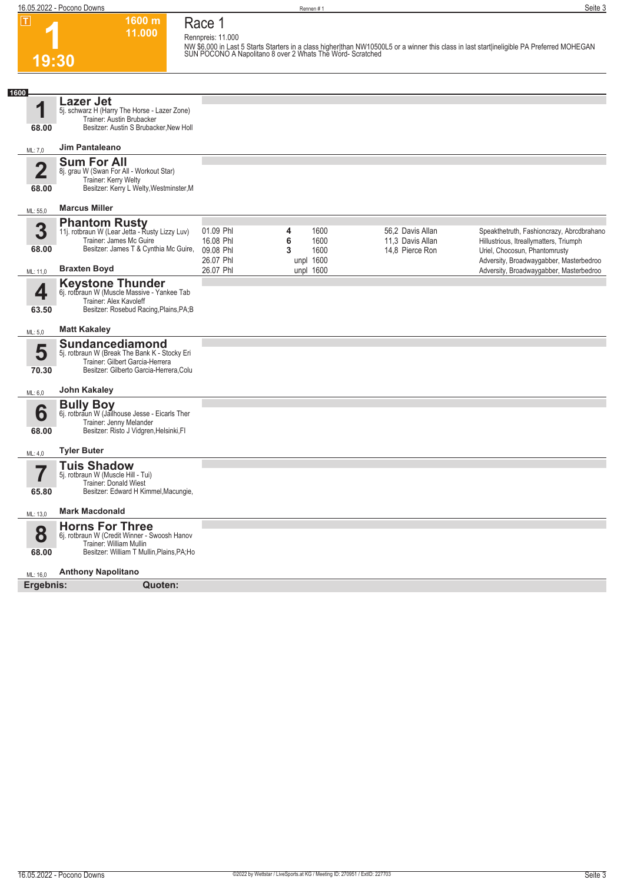# Race 1

**T** **1** **19:30** — 1600 m, 11.000

Rennpreis: 11.000

NW $6,000 in Last 5 Starts Starters in a class higher|than NW10500L5 or a winner this class in last start|ineligible PA Preferred MOHEGAN SUN POCONO A Napolitano 8 over 2 Whats The Word- Scratched

**1600**

### 1 Lazer Jet
5j. schwarz H (Harry The Horse - Lazer Zone)
Trainer: Austin Brubacker
Besitzer: Austin S Brubacker,New Holl
68.00
ML: 7,0 — **Jim Pantaleano**

### 2 Sum For All
8j. grau W (Swan For All - Workout Star)
Trainer: Kerry Welty
Besitzer: Kerry L Welty,Westminster,M
68.00
ML: 55,0 — **Marcus Miller**

### 3 Phantom Rusty
11j. rotbraun W (Lear Jetta - Rusty Lizzy Luv)
Trainer: James Mc Guire
Besitzer: James T & Cynthia Mc Guire,
68.00
ML: 11,0 — **Braxten Boyd**

| Datum | Platz | Distanz | Quote / Fahrer | Einlauf |
|---|---|---|---|---|
| 01.09 Phl | 4 | 1600 | 56,2 Davis Allan | Speakthetruth, Fashioncrazy, Abrcdbrahano |
| 16.08 Phl | 6 | 1600 | 11,3 Davis Allan | Hillustrious, Itreallymatters, Triumph |
| 09.08 Phl | 3 | 1600 | 14,8 Pierce Ron | Uriel, Chocosun, Phantomrusty |
| 26.07 Phl | unpl | 1600 | | Adversity, Broadwaygabber, Masterbedroo |
| 26.07 Phl | unpl | 1600 | | Adversity, Broadwaygabber, Masterbedroo |

### 4 Keystone Thunder
6j. rotbraun W (Muscle Massive - Yankee Tab
Trainer: Alex Kavoleff
Besitzer: Rosebud Racing,Plains,PA;B
63.50
ML: 5,0 — **Matt Kakaley**

### 5 Sundancediamond
5j. rotbraun W (Break The Bank K - Stocky Eri
Trainer: Gilbert Garcia-Herrera
Besitzer: Gilberto Garcia-Herrera,Colu
70.30
ML: 6,0 — **John Kakaley**

### 6 Bully Boy
6j. rotbraun W (Jailhouse Jesse - Eicarls Ther
Trainer: Jenny Melander
Besitzer: Risto J Vidgren,Helsinki,FI
68.00
ML: 4,0 — **Tyler Buter**

### 7 Tuis Shadow
5j. rotbraun W (Muscle Hill - Tui)
Trainer: Donald Wiest
Besitzer: Edward H Kimmel,Macungie,
65.80
ML: 13,0 — **Mark Macdonald**

### 8 Horns For Three
6j. rotbraun W (Credit Winner - Swoosh Hanov
Trainer: William Mullin
Besitzer: William T Mullin,Plains,PA;Ho
68.00
ML: 16,0 — **Anthony Napolitano**

**Ergebnis:** **Quoten:**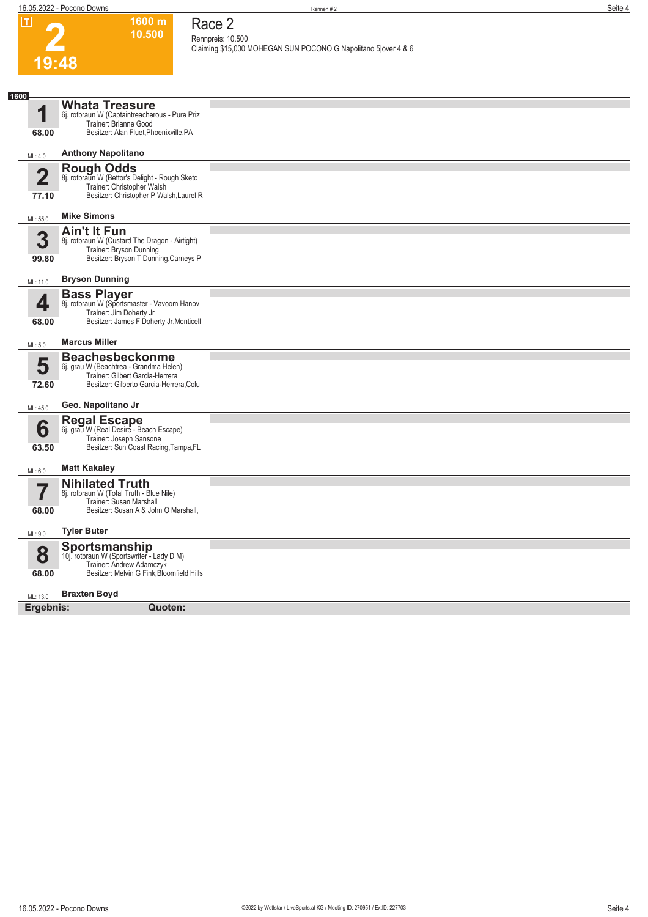# 2

**19:48**

**1600 m**
**10.500**

## Race 2

Rennpreis: 10.500
Claiming $15,000 MOHEGAN SUN POCONO G Napolitano 5|over 4 & 6

**1600**

### 1 Whata Treasure
6j. rotbraun W (Captaintreacherous - Pure Priz
Trainer: Brianne Good
Besitzer: Alan Fluet,Phoenixville,PA
**68.00**
ML: 4,0 — **Anthony Napolitano**

### 2 Rough Odds
8j. rotbraun W (Bettor's Delight - Rough Sketc
Trainer: Christopher Walsh
Besitzer: Christopher P Walsh,Laurel R
**77.10**
ML: 55,0 — **Mike Simons**

### 3 Ain't It Fun
8j. rotbraun W (Custard The Dragon - Airtight)
Trainer: Bryson Dunning
Besitzer: Bryson T Dunning,Carneys P
**99.80**
ML: 11,0 — **Bryson Dunning**

### 4 Bass Player
8j. rotbraun W (Sportsmaster - Vavoom Hanov
Trainer: Jim Doherty Jr
Besitzer: James F Doherty Jr,Monticell
**68.00**
ML: 5,0 — **Marcus Miller**

### 5 Beachesbeckonme
6j. grau W (Beachtrea - Grandma Helen)
Trainer: Gilbert Garcia-Herrera
Besitzer: Gilberto Garcia-Herrera,Colu
**72.60**
ML: 45,0 — **Geo. Napolitano Jr**

### 6 Regal Escape
6j. grau W (Real Desire - Beach Escape)
Trainer: Joseph Sansone
Besitzer: Sun Coast Racing,Tampa,FL
**63.50**
ML: 6,0 — **Matt Kakaley**

### 7 Nihilated Truth
8j. rotbraun W (Total Truth - Blue Nile)
Trainer: Susan Marshall
Besitzer: Susan A & John O Marshall,
**68.00**
ML: 9,0 — **Tyler Buter**

### 8 Sportsmanship
10j. rotbraun W (Sportswriter - Lady D M)
Trainer: Andrew Adamczyk
Besitzer: Melvin G Fink,Bloomfield Hills
**68.00**
ML: 13,0 — **Braxten Boyd**

**Ergebnis:** **Quoten:**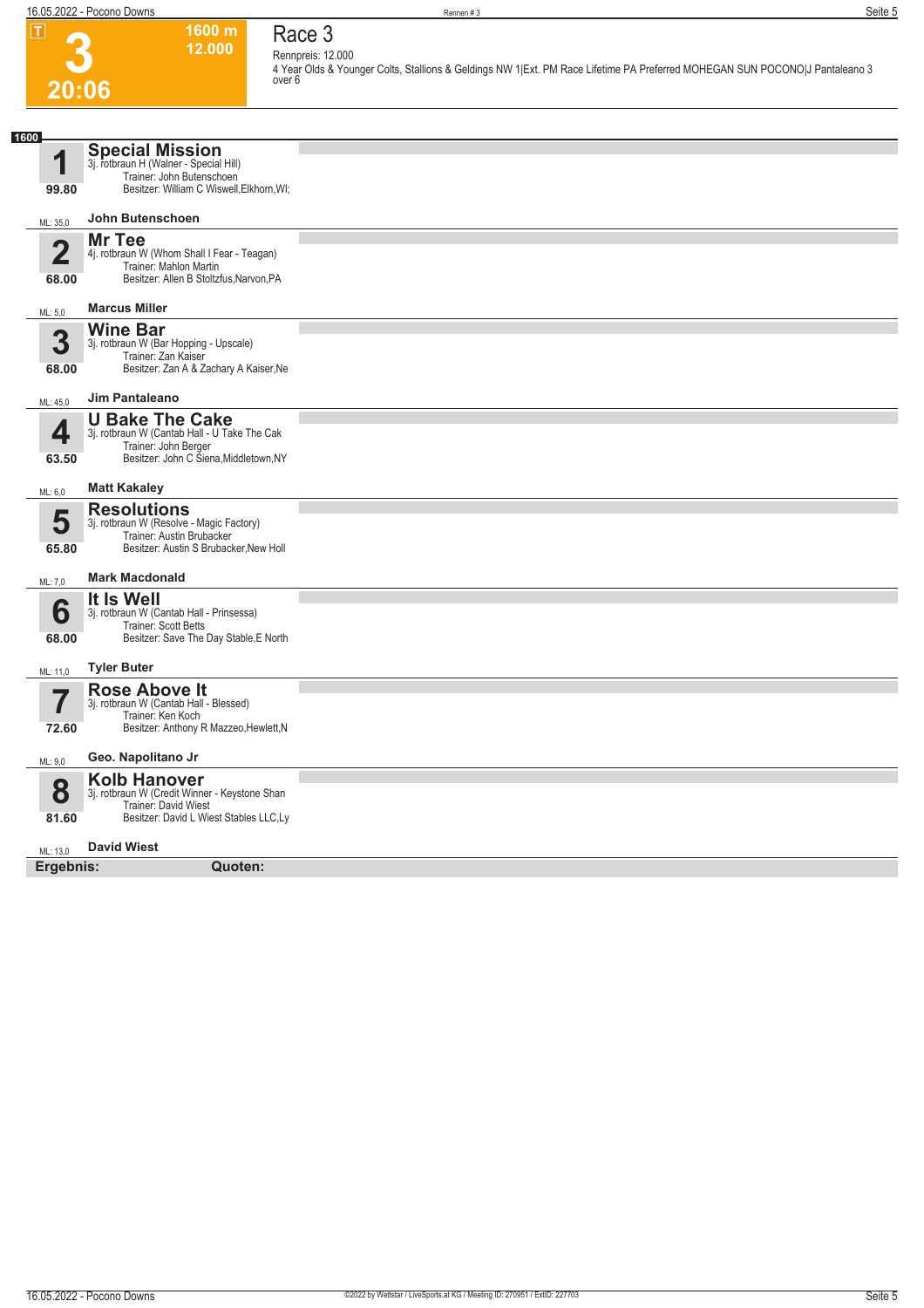# Race 3

**3** | T | 20:06 | 1600 m | 12.000

Rennpreis: 12.000

4 Year Olds & Younger Colts, Stallions & Geldings NW 1|Ext. PM Race Lifetime PA Preferred MOHEGAN SUN POCONO|J Pantaleano 3 over 6

**1600**

| Nr. | Pferd | Angaben | Fahrer |
|---|---|---|---|
| 1 (99.80) | **Special Mission** | 3j. rotbraun H (Walner - Special Hill) Trainer: John Butenschoen Besitzer: William C Wiswell,Elkhorn,WI; | ML: 35,0 **John Butenschoen** |
| 2 (68.00) | **Mr Tee** | 4j. rotbraun W (Whom Shall I Fear - Teagan) Trainer: Mahlon Martin Besitzer: Allen B Stoltzfus,Narvon,PA | ML: 5,0 **Marcus Miller** |
| 3 (68.00) | **Wine Bar** | 3j. rotbraun W (Bar Hopping - Upscale) Trainer: Zan Kaiser Besitzer: Zan A & Zachary A Kaiser,Ne | ML: 45,0 **Jim Pantaleano** |
| 4 (63.50) | **U Bake The Cake** | 3j. rotbraun W (Cantab Hall - U Take The Cak Trainer: John Berger Besitzer: John C Siena,Middletown,NY | ML: 6,0 **Matt Kakaley** |
| 5 (65.80) | **Resolutions** | 3j. rotbraun W (Resolve - Magic Factory) Trainer: Austin Brubacker Besitzer: Austin S Brubacker,New Holl | ML: 7,0 **Mark Macdonald** |
| 6 (68.00) | **It Is Well** | 3j. rotbraun W (Cantab Hall - Prinsessa) Trainer: Scott Betts Besitzer: Save The Day Stable,E North | ML: 11,0 **Tyler Buter** |
| 7 (72.60) | **Rose Above It** | 3j. rotbraun W (Cantab Hall - Blessed) Trainer: Ken Koch Besitzer: Anthony R Mazzeo,Hewlett,N | ML: 9,0 **Geo. Napolitano Jr** |
| 8 (81.60) | **Kolb Hanover** | 3j. rotbraun W (Credit Winner - Keystone Shan Trainer: David Wiest Besitzer: David L Wiest Stables LLC,Ly | ML: 13,0 **David Wiest** |

**Ergebnis:** **Quoten:**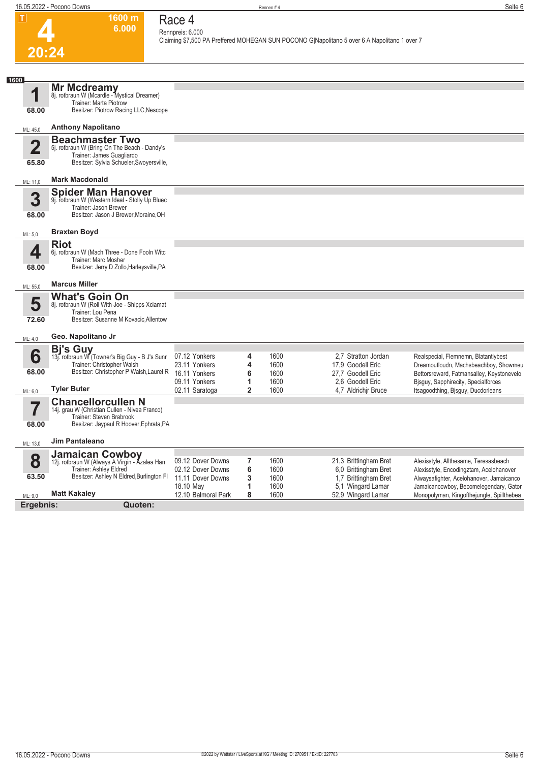# Race 4

**4** | 1600 m | 6.000 | 20:24

Rennpreis: 6.000

Claiming $7,500 PA Preffered MOHEGAN SUN POCONO G|Napolitano 5 over 6 A Napolitano 1 over 7

**1600**

## 1 Mr Mcdreamy
8j. rotbraun W (Mcardle - Mystical Dreamer)
Trainer: Marta Piotrow
Besitzer: Piotrow Racing LLC,Nescope
68.00
ML: 45,0
**Anthony Napolitano**

## 2 Beachmaster Two
5j. rotbraun W (Bring On The Beach - Dandy's
Trainer: James Guagliardo
Besitzer: Sylvia Schueler,Swoyersville,
65.80
ML: 11,0
**Mark Macdonald**

## 3 Spider Man Hanover
9j. rotbraun W (Western Ideal - Stolly Up Bluec
Trainer: Jason Brewer
Besitzer: Jason J Brewer,Moraine,OH
68.00
ML: 5,0
**Braxten Boyd**

## 4 Riot
6j. rotbraun W (Mach Three - Done Fooln Witc
Trainer: Marc Mosher
Besitzer: Jerry D Zollo,Harleysville,PA
68.00
ML: 55,0
**Marcus Miller**

## 5 What's Goin On
8j. rotbraun W (Roll With Joe - Shipps Xclamat
Trainer: Lou Pena
Besitzer: Susanne M Kovacic,Allentow
72.60
ML: 4,0
**Geo. Napolitano Jr**

## 6 Bj's Guy
13j. rotbraun W (Towner's Big Guy - B J's Sunr
Trainer: Christopher Walsh
Besitzer: Christopher P Walsh,Laurel R
68.00
ML: 6,0
**Tyler Buter**

| Datum | Bahn | Platz | Distanz | Quote | Fahrer | Einlauf |
|---|---|---|---|---|---|---|
| 07.12 | Yonkers | 4 | 1600 | 2,7 | Stratton Jordan | Realspecial, Flemnemn, Blatantlybest |
| 23.11 | Yonkers | 4 | 1600 | 17,9 | Goodell Eric | Dreamoutloudn, Machsbeachboy, Showmeu |
| 16.11 | Yonkers | 6 | 1600 | 27,7 | Goodell Eric | Bettorsreward, Fatmansalley, Keystonevelo |
| 09.11 | Yonkers | 1 | 1600 | 2,6 | Goodell Eric | Bjsguy, Sapphirecity, Specialforces |
| 02.11 | Saratoga | 2 | 1600 | 4,7 | Aldrichjr Bruce | Itsagoodthing, Bjsguy, Ducdorleans |

## 7 Chancellorcullen N
14j. grau W (Christian Cullen - Nivea Franco)
Trainer: Steven Brabrook
Besitzer: Jaypaul R Hoover,Ephrata,PA
68.00
ML: 13,0
**Jim Pantaleano**

## 8 Jamaican Cowboy
12j. rotbraun W (Always A Virgin - Azalea Han
Trainer: Ashley Eldred
Besitzer: Ashley N Eldred,Burlington Fl
63.50
ML: 9,0
**Matt Kakaley**

| Datum | Bahn | Platz | Distanz | Quote | Fahrer | Einlauf |
|---|---|---|---|---|---|---|
| 09.12 | Dover Downs | 7 | 1600 | 21,3 | Brittingham Bret | Alexisstyle, Allthesame, Teresasbeach |
| 02.12 | Dover Downs | 6 | 1600 | 6,0 | Brittingham Bret | Alexisstyle, Encodingztam, Acelohanover |
| 11.11 | Dover Downs | 3 | 1600 | 1,7 | Brittingham Bret | Alwaysafighter, Acelohanover, Jamaicanco |
| 18.10 | May | 1 | 1600 | 5,1 | Wingard Lamar | Jamaicancowboy, Becomelegendary, Gator |
| 12.10 | Balmoral Park | 8 | 1600 | 52,9 | Wingard Lamar | Monopolyman, Kingofthejungle, Spillthebea |

**Ergebnis:** **Quoten:**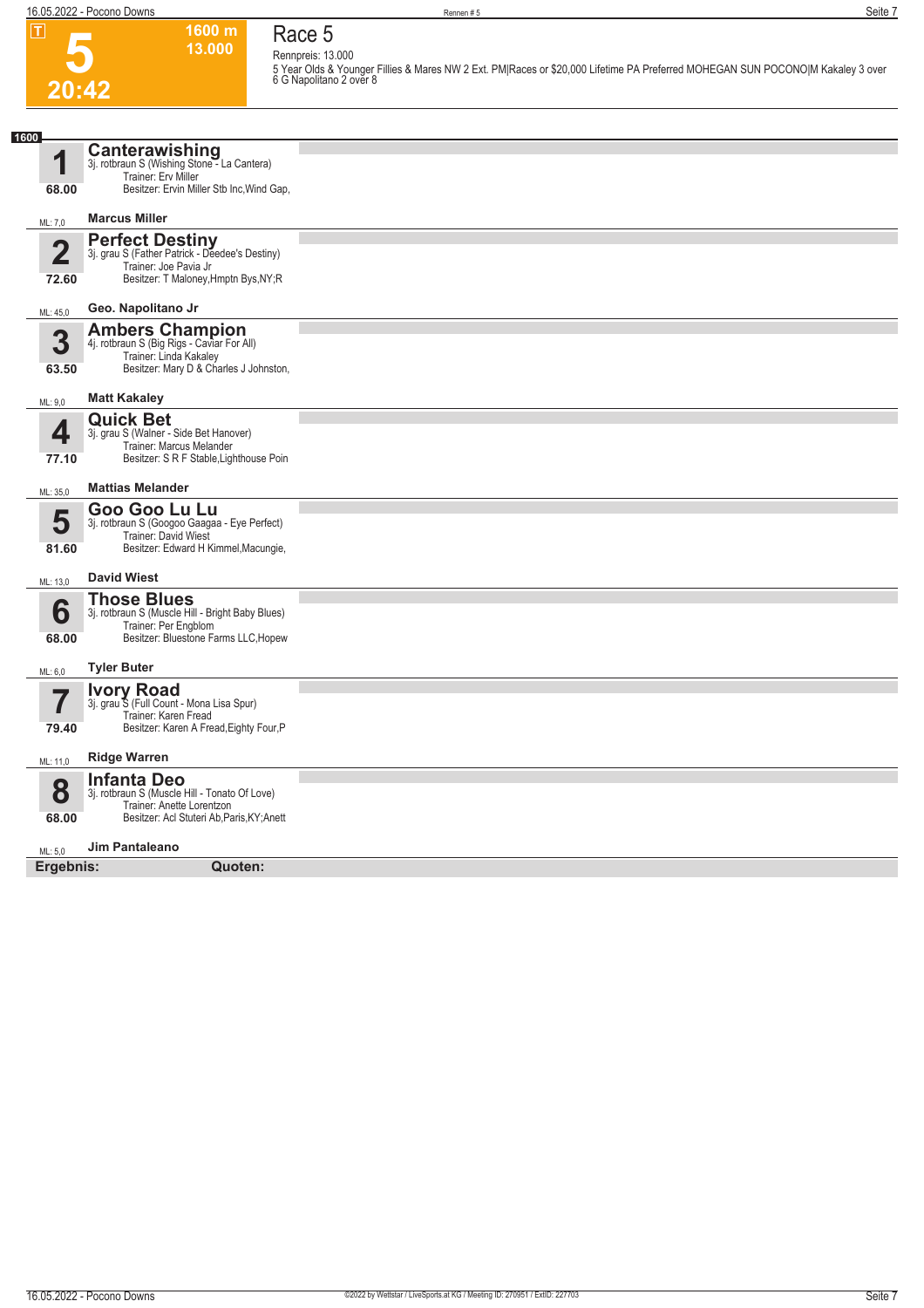**T**

# 5

**20:42**

**1600 m**
**13.000**

## Race 5

Rennpreis: 13.000

5 Year Olds & Younger Fillies & Mares NW 2 Ext. PM|Races or $20,000 Lifetime PA Preferred MOHEGAN SUN POCONO|M Kakaley 3 over 6 G Napolitano 2 over 8

**1600**

### 1 Canterawishing
3j. rotbraun S (Wishing Stone - La Cantera)
Trainer: Erv Miller
Besitzer: Ervin Miller Stb Inc,Wind Gap,
**68.00**
ML: 7,0
**Marcus Miller**

### 2 Perfect Destiny
3j. grau S (Father Patrick - Deedee's Destiny)
Trainer: Joe Pavia Jr
Besitzer: T Maloney,Hmptn Bys,NY;R
**72.60**
ML: 45,0
**Geo. Napolitano Jr**

### 3 Ambers Champion
4j. rotbraun S (Big Rigs - Caviar For All)
Trainer: Linda Kakaley
Besitzer: Mary D & Charles J Johnston,
**63.50**
ML: 9,0
**Matt Kakaley**

### 4 Quick Bet
3j. grau S (Walner - Side Bet Hanover)
Trainer: Marcus Melander
Besitzer: S R F Stable,Lighthouse Poin
**77.10**
ML: 35,0
**Mattias Melander**

### 5 Goo Goo Lu Lu
3j. rotbraun S (Googoo Gaagaa - Eye Perfect)
Trainer: David Wiest
Besitzer: Edward H Kimmel,Macungie,
**81.60**
ML: 13,0
**David Wiest**

### 6 Those Blues
3j. rotbraun S (Muscle Hill - Bright Baby Blues)
Trainer: Per Engblom
Besitzer: Bluestone Farms LLC,Hopew
**68.00**
ML: 6,0
**Tyler Buter**

### 7 Ivory Road
3j. grau S (Full Count - Mona Lisa Spur)
Trainer: Karen Fread
Besitzer: Karen A Fread,Eighty Four,P
**79.40**
ML: 11,0
**Ridge Warren**

### 8 Infanta Deo
3j. rotbraun S (Muscle Hill - Tonato Of Love)
Trainer: Anette Lorentzon
Besitzer: Acl Stuteri Ab,Paris,KY;Anett
**68.00**
ML: 5,0
**Jim Pantaleano**

**Ergebnis:** **Quoten:**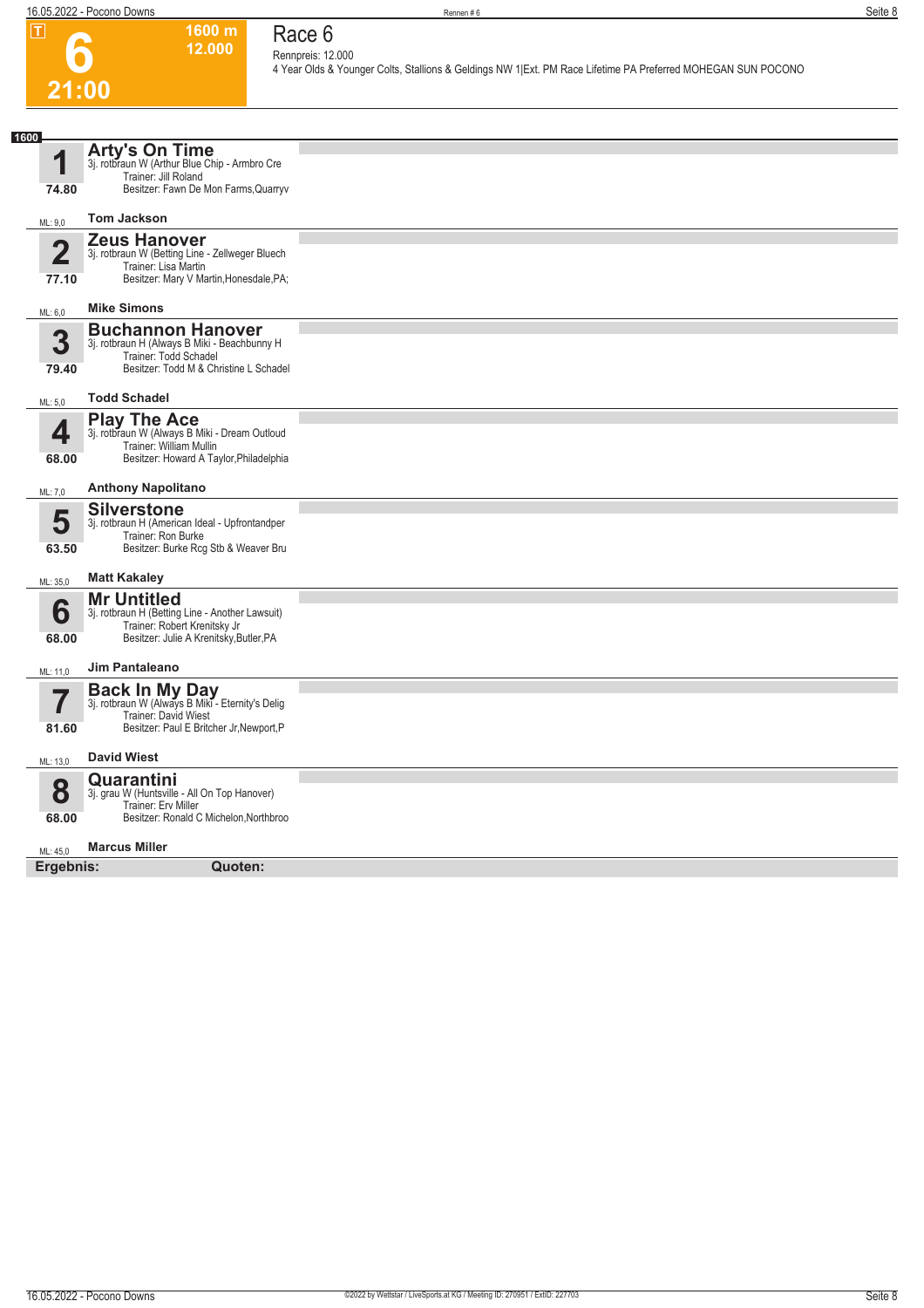# 6

**T** | **1600 m** | **12.000** | **21:00**

## Race 6

Rennpreis: 12.000

4 Year Olds & Younger Colts, Stallions & Geldings NW 1|Ext. PM Race Lifetime PA Preferred MOHEGAN SUN POCONO

**1600**

### 1 Arty's On Time
3j. rotbraun W (Arthur Blue Chip - Armbro Cre
Trainer: Jill Roland
Besitzer: Fawn De Mon Farms,Quarryv
74.80
ML: 9,0
**Tom Jackson**

### 2 Zeus Hanover
3j. rotbraun W (Betting Line - Zellweger Bluech
Trainer: Lisa Martin
Besitzer: Mary V Martin,Honesdale,PA;
77.10
ML: 6,0
**Mike Simons**

### 3 Buchannon Hanover
3j. rotbraun H (Always B Miki - Beachbunny H
Trainer: Todd Schadel
Besitzer: Todd M & Christine L Schadel
79.40
ML: 5,0
**Todd Schadel**

### 4 Play The Ace
3j. rotbraun W (Always B Miki - Dream Outloud
Trainer: William Mullin
Besitzer: Howard A Taylor,Philadelphia
68.00
ML: 7,0
**Anthony Napolitano**

### 5 Silverstone
3j. rotbraun H (American Ideal - Upfrontandper
Trainer: Ron Burke
Besitzer: Burke Rcg Stb & Weaver Bru
63.50
ML: 35,0
**Matt Kakaley**

### 6 Mr Untitled
3j. rotbraun H (Betting Line - Another Lawsuit)
Trainer: Robert Krenitsky Jr
Besitzer: Julie A Krenitsky,Butler,PA
68.00
ML: 11,0
**Jim Pantaleano**

### 7 Back In My Day
3j. rotbraun W (Always B Miki - Eternity's Delig
Trainer: David Wiest
Besitzer: Paul E Britcher Jr,Newport,P
81.60
ML: 13,0
**David Wiest**

### 8 Quarantini
3j. grau W (Huntsville - All On Top Hanover)
Trainer: Erv Miller
Besitzer: Ronald C Michelon,Northbroo
68.00
ML: 45,0
**Marcus Miller**

**Ergebnis:** **Quoten:**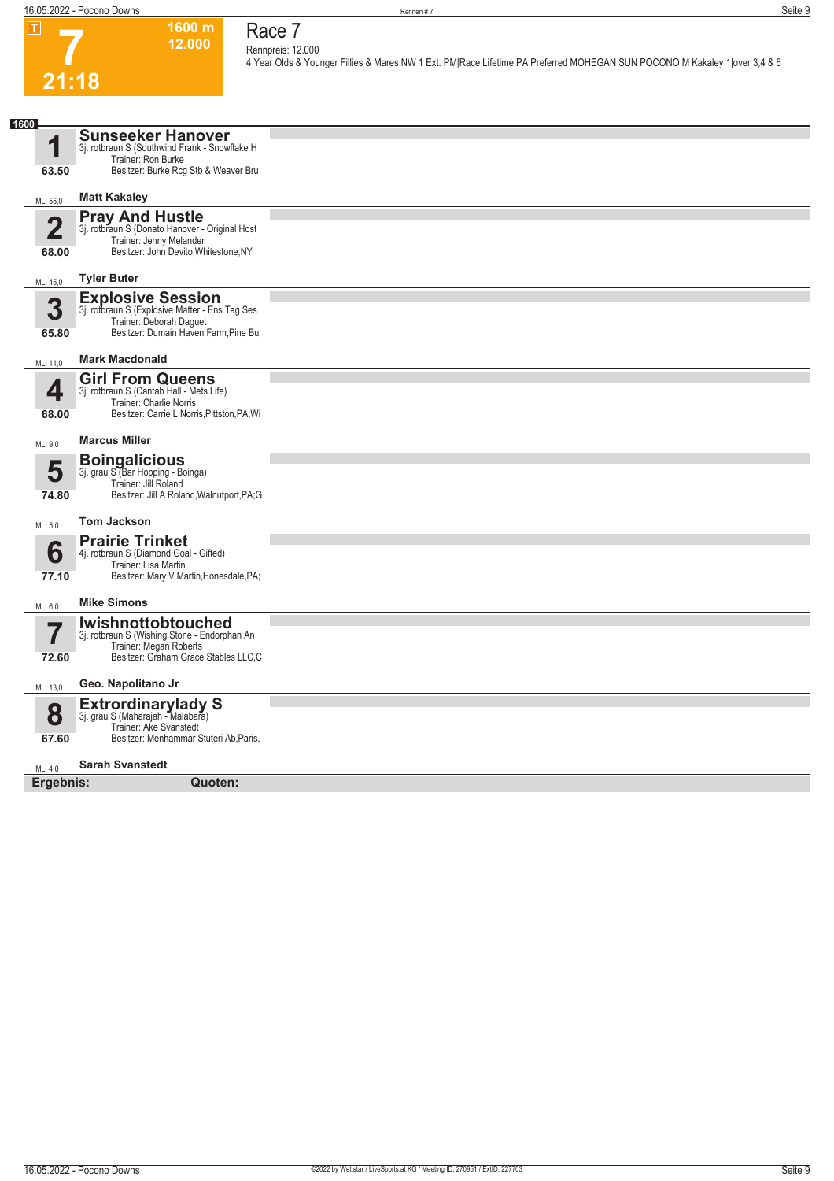**T**

# 7

**21:18**

**1600 m**
**12.000**

# Race 7

Rennpreis: 12.000

4 Year Olds & Younger Fillies & Mares NW 1 Ext. PM|Race Lifetime PA Preferred MOHEGAN SUN POCONO M Kakaley 1|over 3,4 & 6

**1600**

| Nr. | Pferd | Fahrer |
|---|---|---|
| **1** (63.50, ML: 55,0) | **Sunseeker Hanover**<br>3j. rotbraun S (Southwind Frank - Snowflake H<br>Trainer: Ron Burke<br>Besitzer: Burke Rcg Stb & Weaver Bru | **Matt Kakaley** |
| **2** (68.00, ML: 45,0) | **Pray And Hustle**<br>3j. rotbraun S (Donato Hanover - Original Host<br>Trainer: Jenny Melander<br>Besitzer: John Devito,Whitestone,NY | **Tyler Buter** |
| **3** (65.80, ML: 11,0) | **Explosive Session**<br>3j. rotbraun S (Explosive Matter - Ens Tag Ses<br>Trainer: Deborah Daguet<br>Besitzer: Dumain Haven Farm,Pine Bu | **Mark Macdonald** |
| **4** (68.00, ML: 9,0) | **Girl From Queens**<br>3j. rotbraun S (Cantab Hall - Mets Life)<br>Trainer: Charlie Norris<br>Besitzer: Carrie L Norris,Pittston,PA;Wi | **Marcus Miller** |
| **5** (74.80, ML: 5,0) | **Boingalicious**<br>3j. grau S (Bar Hopping - Boinga)<br>Trainer: Jill Roland<br>Besitzer: Jill A Roland,Walnutport,PA;G | **Tom Jackson** |
| **6** (77.10, ML: 6,0) | **Prairie Trinket**<br>4j. rotbraun S (Diamond Goal - Gifted)<br>Trainer: Lisa Martin<br>Besitzer: Mary V Martin,Honesdale,PA; | **Mike Simons** |
| **7** (72.60, ML: 13,0) | **Iwishnottobtouched**<br>3j. rotbraun S (Wishing Stone - Endorphan An<br>Trainer: Megan Roberts<br>Besitzer: Graham Grace Stables LLC,C | **Geo. Napolitano Jr** |
| **8** (67.60, ML: 4,0) | **Extrordinarylady S**<br>3j. grau S (Maharajah - Malabara)<br>Trainer: Ake Svanstedt<br>Besitzer: Menhammar Stuteri Ab,Paris, | **Sarah Svanstedt** |

**Ergebnis:** **Quoten:**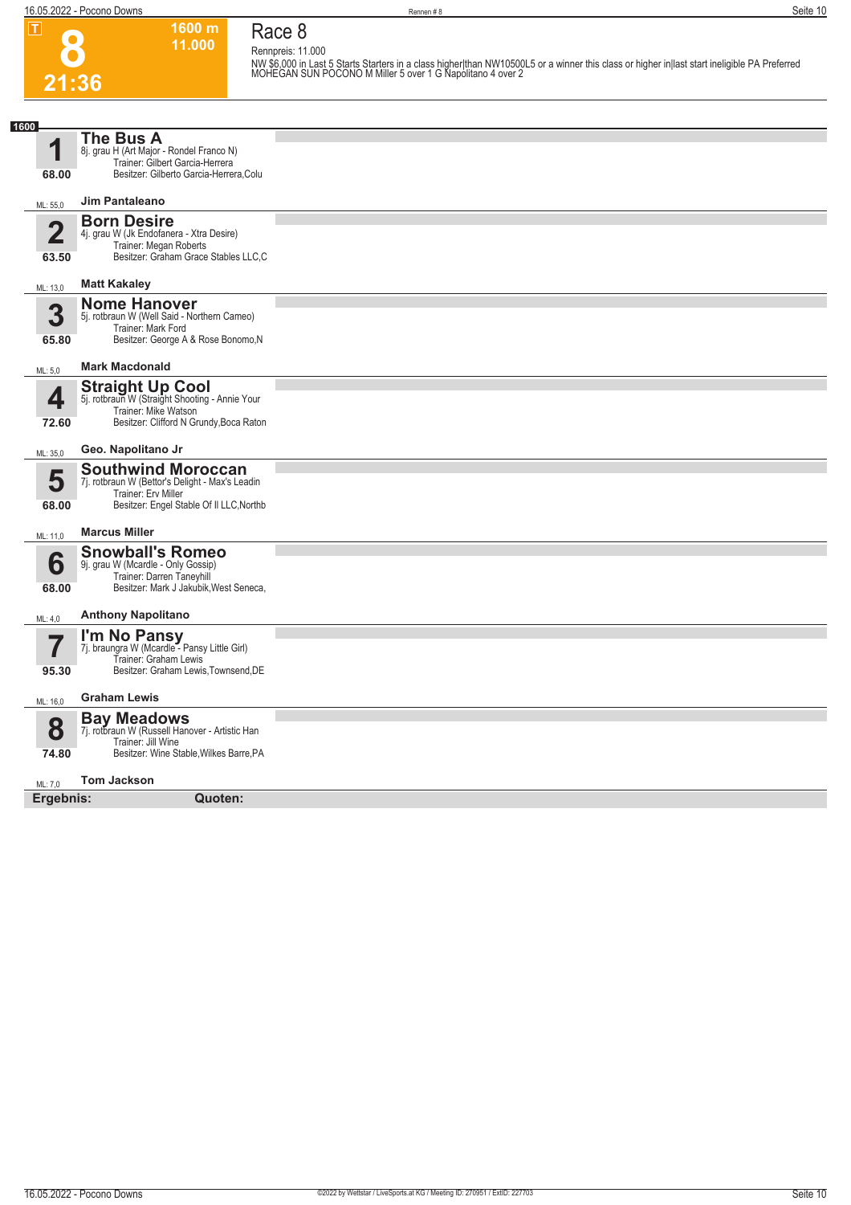**T**

# 8

**21:36**

**1600 m**
**11.000**

## Race 8

Rennpreis: 11.000

NW $6,000 in Last 5 Starts Starters in a class higher|than NW10500L5 or a winner this class or higher in|last start ineligible PA Preferred MOHEGAN SUN POCONO M Miller 5 over 1 G Napolitano 4 over 2

**1600**

### 1 The Bus A
8j. grau H (Art Major - Rondel Franco N)
Trainer: Gilbert Garcia-Herrera
Besitzer: Gilberto Garcia-Herrera,Colu
68.00
ML: 55,0 — **Jim Pantaleano**

### 2 Born Desire
4j. grau W (Jk Endofanera - Xtra Desire)
Trainer: Megan Roberts
Besitzer: Graham Grace Stables LLC,C
63.50
ML: 13,0 — **Matt Kakaley**

### 3 Nome Hanover
5j. rotbraun W (Well Said - Northern Cameo)
Trainer: Mark Ford
Besitzer: George A & Rose Bonomo,N
65.80
ML: 5,0 — **Mark Macdonald**

### 4 Straight Up Cool
5j. rotbraun W (Straight Shooting - Annie Your
Trainer: Mike Watson
Besitzer: Clifford N Grundy,Boca Raton
72.60
ML: 35,0 — **Geo. Napolitano Jr**

### 5 Southwind Moroccan
7j. rotbraun W (Bettor's Delight - Max's Leadin
Trainer: Erv Miller
Besitzer: Engel Stable Of Il LLC,Northb
68.00
ML: 11,0 — **Marcus Miller**

### 6 Snowball's Romeo
9j. grau W (Mcardle - Only Gossip)
Trainer: Darren Taneyhill
Besitzer: Mark J Jakubik,West Seneca,
68.00
ML: 4,0 — **Anthony Napolitano**

### 7 I'm No Pansy
7j. braungra W (Mcardle - Pansy Little Girl)
Trainer: Graham Lewis
Besitzer: Graham Lewis,Townsend,DE
95.30
ML: 16,0 — **Graham Lewis**

### 8 Bay Meadows
7j. rotbraun W (Russell Hanover - Artistic Han
Trainer: Jill Wine
Besitzer: Wine Stable,Wilkes Barre,PA
74.80
ML: 7,0 — **Tom Jackson**

**Ergebnis:** **Quoten:**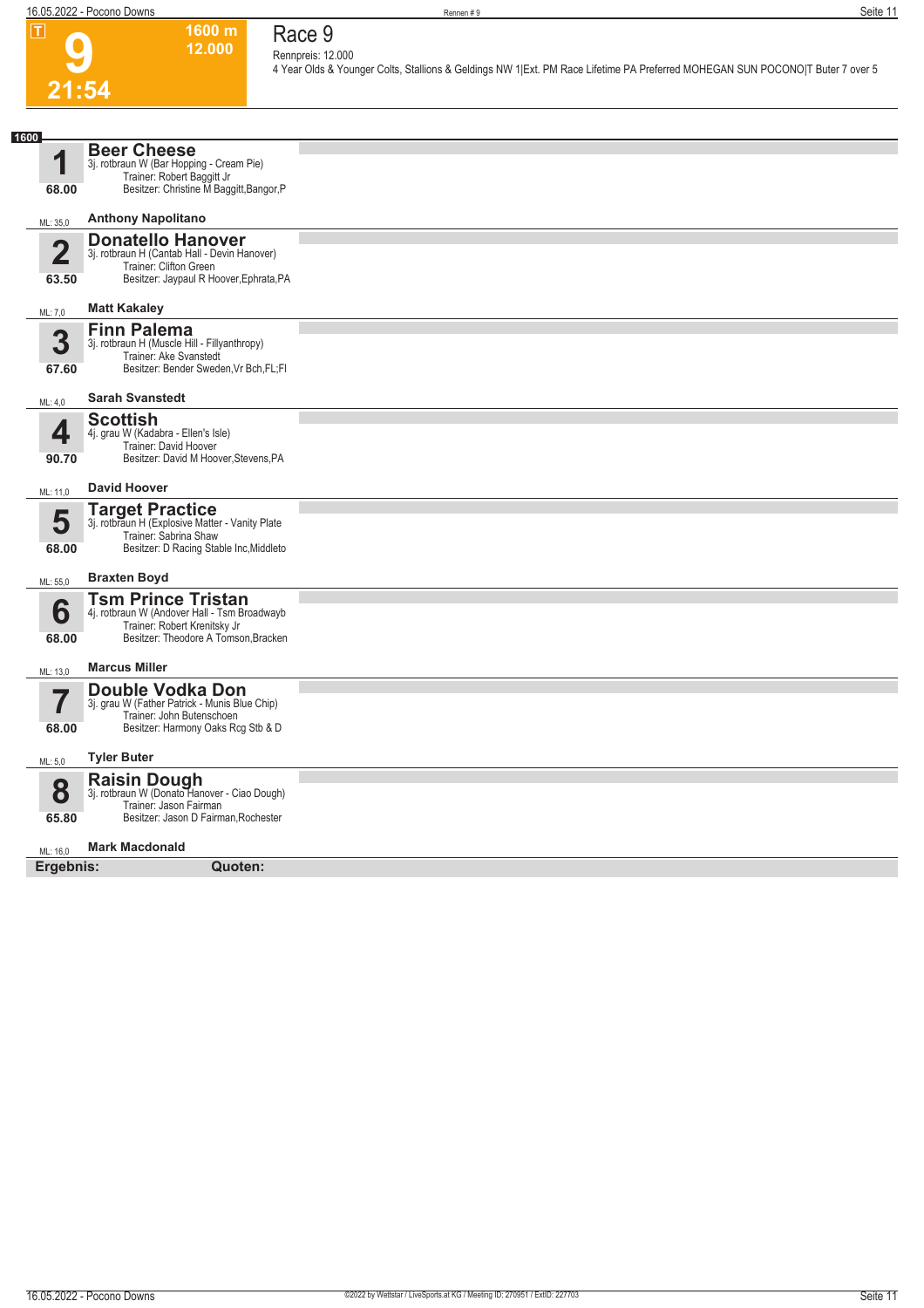**T**

# 9

**21:54**

**1600 m**
**12.000**

## Race 9

Rennpreis: 12.000

4 Year Olds & Younger Colts, Stallions & Geldings NW 1|Ext. PM Race Lifetime PA Preferred MOHEGAN SUN POCONO|T Buter 7 over 5

**1600**

### 1 Beer Cheese
3j. rotbraun W (Bar Hopping - Cream Pie)
Trainer: Robert Baggitt Jr
Besitzer: Christine M Baggitt,Bangor,P
**68.00**
ML: 35,0 — **Anthony Napolitano**

### 2 Donatello Hanover
3j. rotbraun H (Cantab Hall - Devin Hanover)
Trainer: Clifton Green
Besitzer: Jaypaul R Hoover,Ephrata,PA
**63.50**
ML: 7,0 — **Matt Kakaley**

### 3 Finn Palema
3j. rotbraun H (Muscle Hill - Fillyanthropy)
Trainer: Ake Svanstedt
Besitzer: Bender Sweden,Vr Bch,FL;Fl
**67.60**
ML: 4,0 — **Sarah Svanstedt**

### 4 Scottish
4j. grau W (Kadabra - Ellen's Isle)
Trainer: David Hoover
Besitzer: David M Hoover,Stevens,PA
**90.70**
ML: 11,0 — **David Hoover**

### 5 Target Practice
3j. rotbraun H (Explosive Matter - Vanity Plate
Trainer: Sabrina Shaw
Besitzer: D Racing Stable Inc,Middleto
**68.00**
ML: 55,0 — **Braxten Boyd**

### 6 Tsm Prince Tristan
4j. rotbraun W (Andover Hall - Tsm Broadwayb
Trainer: Robert Krenitsky Jr
Besitzer: Theodore A Tomson,Bracken
**68.00**
ML: 13,0 — **Marcus Miller**

### 7 Double Vodka Don
3j. grau W (Father Patrick - Munis Blue Chip)
Trainer: John Butenschoen
Besitzer: Harmony Oaks Rcg Stb & D
**68.00**
ML: 5,0 — **Tyler Buter**

### 8 Raisin Dough
3j. rotbraun W (Donato Hanover - Ciao Dough)
Trainer: Jason Fairman
Besitzer: Jason D Fairman,Rochester
**65.80**
ML: 16,0 — **Mark Macdonald**

**Ergebnis:** **Quoten:**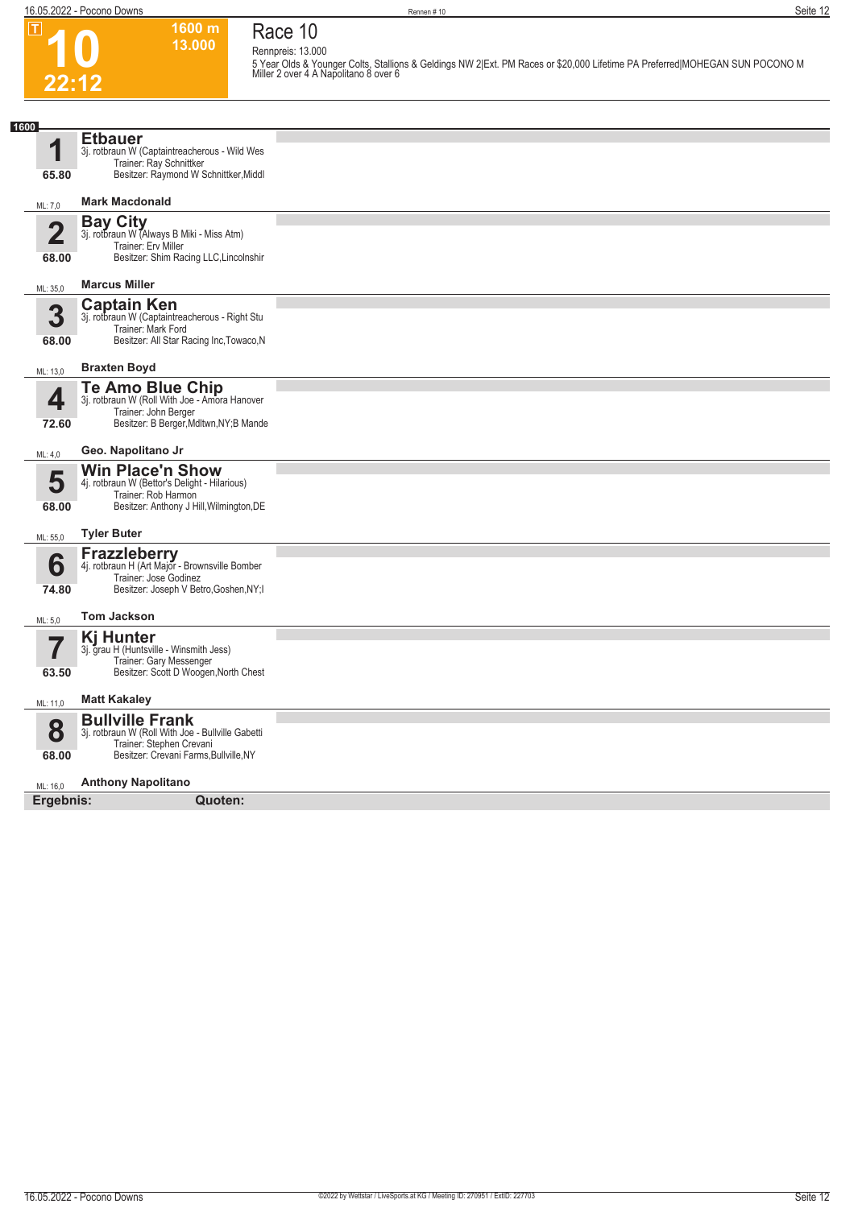# Race 10

**10** — 22:12 — 1600 m — 13.000

Rennpreis: 13.000

5 Year Olds & Younger Colts, Stallions & Geldings NW 2|Ext. PM Races or $20,000 Lifetime PA Preferred|MOHEGAN SUN POCONO M Miller 2 over 4 A Napolitano 8 over 6

**1600**

| Nr. | Pferd | Details | Fahrer | ML |
|---|---|---|---|---|
| 1 (65.80) | **Etbauer** | 3j. rotbraun W (Captaintreacherous - Wild Wes; Trainer: Ray Schnittker; Besitzer: Raymond W Schnittker,Middl | Mark Macdonald | 7,0 |
| 2 (68.00) | **Bay City** | 3j. rotbraun W (Always B Miki - Miss Atm); Trainer: Erv Miller; Besitzer: Shim Racing LLC,Lincolnshir | Marcus Miller | 35,0 |
| 3 (68.00) | **Captain Ken** | 3j. rotbraun W (Captaintreacherous - Right Stu; Trainer: Mark Ford; Besitzer: All Star Racing Inc,Towaco,N | Braxten Boyd | 13,0 |
| 4 (72.60) | **Te Amo Blue Chip** | 3j. rotbraun W (Roll With Joe - Amora Hanover; Trainer: John Berger; Besitzer: B Berger,Mdltwn,NY;B Mande | Geo. Napolitano Jr | 4,0 |
| 5 (68.00) | **Win Place'n Show** | 4j. rotbraun W (Bettor's Delight - Hilarious); Trainer: Rob Harmon; Besitzer: Anthony J Hill,Wilmington,DE | Tyler Buter | 55,0 |
| 6 (74.80) | **Frazzleberry** | 4j. rotbraun H (Art Major - Brownsville Bomber; Trainer: Jose Godinez; Besitzer: Joseph V Betro,Goshen,NY;I | Tom Jackson | 5,0 |
| 7 (63.50) | **Kj Hunter** | 3j. grau H (Huntsville - Winsmith Jess); Trainer: Gary Messenger; Besitzer: Scott D Woogen,North Chest | Matt Kakaley | 11,0 |
| 8 (68.00) | **Bullville Frank** | 3j. rotbraun W (Roll With Joe - Bullville Gabetti; Trainer: Stephen Crevani; Besitzer: Crevani Farms,Bullville,NY | Anthony Napolitano | 16,0 |

**Ergebnis:** **Quoten:**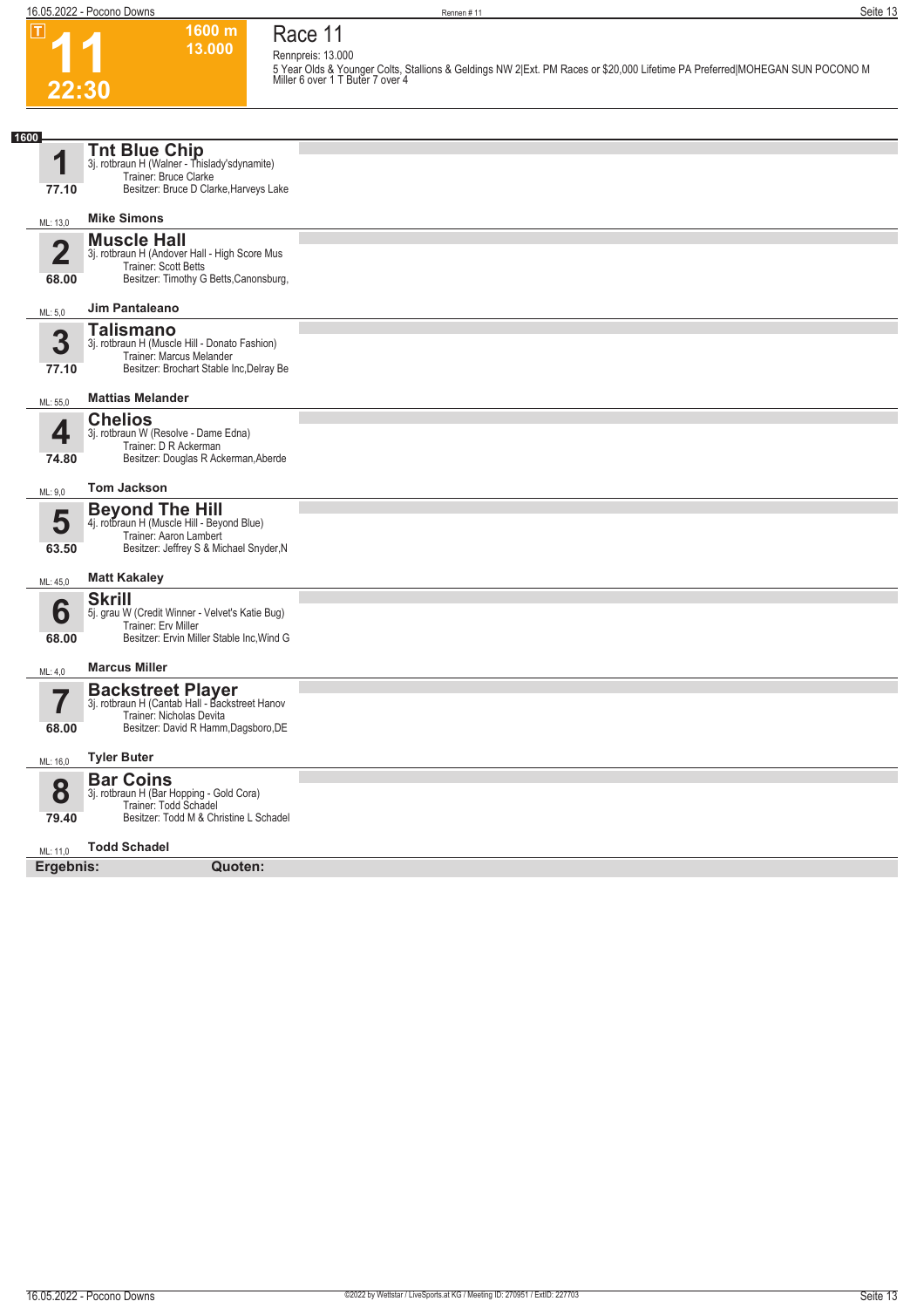**T**

# 11

**22:30**

**1600 m**
**13.000**

## Race 11

Rennpreis: 13.000

5 Year Olds & Younger Colts, Stallions & Geldings NW 2|Ext. PM Races or $20,000 Lifetime PA Preferred|MOHEGAN SUN POCONO M Miller 6 over 1 T Buter 7 over 4

**1600**

**1** **Tnt Blue Chip**
3j. rotbraun H (Walner - Thislady'sdynamite)
Trainer: Bruce Clarke
Besitzer: Bruce D Clarke,Harveys Lake
**77.10**
ML: 13,0 **Mike Simons**

**2** **Muscle Hall**
3j. rotbraun H (Andover Hall - High Score Mus
Trainer: Scott Betts
Besitzer: Timothy G Betts,Canonsburg,
**68.00**
ML: 5,0 **Jim Pantaleano**

**3** **Talismano**
3j. rotbraun H (Muscle Hill - Donato Fashion)
Trainer: Marcus Melander
Besitzer: Brochart Stable Inc,Delray Be
**77.10**
ML: 55,0 **Mattias Melander**

**4** **Chelios**
3j. rotbraun W (Resolve - Dame Edna)
Trainer: D R Ackerman
Besitzer: Douglas R Ackerman,Aberde
**74.80**
ML: 9,0 **Tom Jackson**

**5** **Beyond The Hill**
4j. rotbraun H (Muscle Hill - Beyond Blue)
Trainer: Aaron Lambert
Besitzer: Jeffrey S & Michael Snyder,N
**63.50**
ML: 45,0 **Matt Kakaley**

**6** **Skrill**
5j. grau W (Credit Winner - Velvet's Katie Bug)
Trainer: Erv Miller
Besitzer: Ervin Miller Stable Inc,Wind G
**68.00**
ML: 4,0 **Marcus Miller**

**7** **Backstreet Player**
3j. rotbraun H (Cantab Hall - Backstreet Hanov
Trainer: Nicholas Devita
Besitzer: David R Hamm,Dagsboro,DE
**68.00**
ML: 16,0 **Tyler Buter**

**8** **Bar Coins**
3j. rotbraun H (Bar Hopping - Gold Cora)
Trainer: Todd Schadel
Besitzer: Todd M & Christine L Schadel
**79.40**
ML: 11,0 **Todd Schadel**

**Ergebnis:** **Quoten:**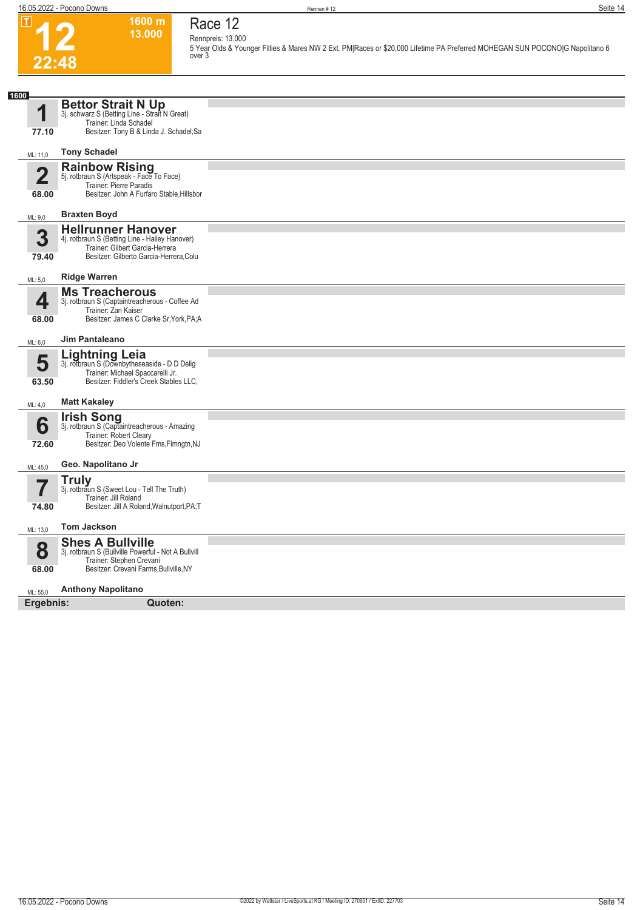# 12

**1600 m**
**13.000**
**22:48**

## Race 12

Rennpreis: 13.000

5 Year Olds & Younger Fillies & Mares NW 2 Ext. PM|Races or $20,000 Lifetime PA Preferred MOHEGAN SUN POCONO|G Napolitano 6 over 3

**1600**

| Nr. | Pferd / Details | Fahrer |
|---|---|---|
| **1** (77.10, ML: 11,0) | **Bettor Strait N Up** 3j. schwarz S (Betting Line - Strait N Great) Trainer: Linda Schadel Besitzer: Tony B & Linda J. Schadel,Sa | Tony Schadel |
| **2** (68.00, ML: 9,0) | **Rainbow Rising** 5j. rotbraun S (Artspeak - Face To Face) Trainer: Pierre Paradis Besitzer: John A Furfaro Stable,Hillsbor | Braxten Boyd |
| **3** (79.40, ML: 5,0) | **Hellrunner Hanover** 4j. rotbraun S (Betting Line - Hailey Hanover) Trainer: Gilbert Garcia-Herrera Besitzer: Gilberto Garcia-Herrera,Colu | Ridge Warren |
| **4** (68.00, ML: 6,0) | **Ms Treacherous** 3j. rotbraun S (Captaintreacherous - Coffee Ad Trainer: Zan Kaiser Besitzer: James C Clarke Sr,York,PA;A | Jim Pantaleano |
| **5** (63.50, ML: 4,0) | **Lightning Leia** 3j. rotbraun S (Downbytheseaside - D D Delig Trainer: Michael Spaccarelli Jr. Besitzer: Fiddler's Creek Stables LLC, | Matt Kakaley |
| **6** (72.60, ML: 45,0) | **Irish Song** 3j. rotbraun S (Captaintreacherous - Amazing Trainer: Robert Cleary Besitzer: Deo Volente Fms,Flmngtn,NJ | Geo. Napolitano Jr |
| **7** (74.80, ML: 13,0) | **Truly** 3j. rotbraun S (Sweet Lou - Tell The Truth) Trainer: Jill Roland Besitzer: Jill A Roland,Walnutport,PA;T | Tom Jackson |
| **8** (68.00, ML: 55,0) | **Shes A Bullville** 3j. rotbraun S (Bullville Powerful - Not A Bullvill Trainer: Stephen Crevani Besitzer: Crevani Farms,Bullville,NY | Anthony Napolitano |

**Ergebnis:** **Quoten:**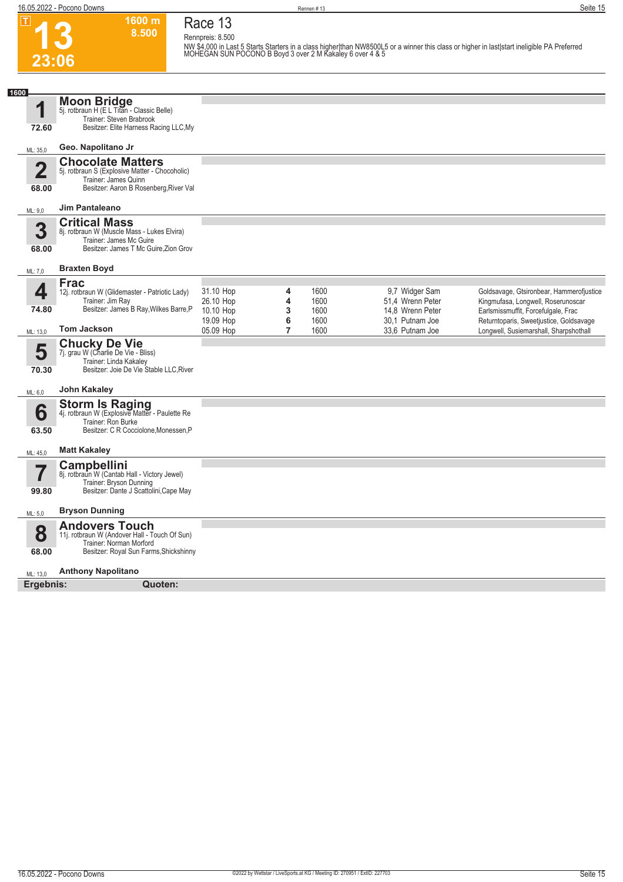# 13

**1600 m**
**8.500**

**23:06**

## Race 13

Rennpreis: 8.500

NW $4,000 in Last 5 Starts Starters in a class higher|than NW8500L5 or a winner this class or higher in last|start ineligible PA Preferred MOHEGAN SUN POCONO B Boyd 3 over 2 M Kakaley 6 over 4 & 5

**1600**

### 1 Moon Bridge
5j. rotbraun H (E L Titan - Classic Belle)
Trainer: Steven Brabrook
Besitzer: Elite Harness Racing LLC,My
72.60
ML: 35,0 — **Geo. Napolitano Jr**

### 2 Chocolate Matters
5j. rotbraun S (Explosive Matter - Chocoholic)
Trainer: James Quinn
Besitzer: Aaron B Rosenberg,River Val
68.00
ML: 9,0 — **Jim Pantaleano**

### 3 Critical Mass
8j. rotbraun W (Muscle Mass - Lukes Elvira)
Trainer: James Mc Guire
Besitzer: James T Mc Guire,Zion Grov
68.00
ML: 7,0 — **Braxten Boyd**

### 4 Frac
12j. rotbraun W (Glidemaster - Patriotic Lady)
Trainer: Jim Ray
Besitzer: James B Ray,Wilkes Barre,P
74.80
ML: 13,0 — **Tom Jackson**

| Datum | Platz | Distanz | Quote / Fahrer | Einlauf |
|---|---|---|---|---|
| 31.10 Hop | 4 | 1600 | 9,7 Widger Sam | Goldsavage, Gtsironbear, Hammerofjustice |
| 26.10 Hop | 4 | 1600 | 51,4 Wrenn Peter | Kingmufasa, Longwell, Roserunoscar |
| 10.10 Hop | 3 | 1600 | 14,8 Wrenn Peter | Earlsmissmuffit, Forcefulgale, Frac |
| 19.09 Hop | 6 | 1600 | 30,1 Putnam Joe | Returntoparis, Sweetjustice, Goldsavage |
| 05.09 Hop | 7 | 1600 | 33,6 Putnam Joe | Longwell, Susiemarshall, Sharpshothall |

### 5 Chucky De Vie
7j. grau W (Charlie De Vie - Bliss)
Trainer: Linda Kakaley
Besitzer: Joie De Vie Stable LLC,River
70.30
ML: 6,0 — **John Kakaley**

### 6 Storm Is Raging
4j. rotbraun W (Explosive Matter - Paulette Re
Trainer: Ron Burke
Besitzer: C R Cocciolone,Monessen,P
63.50
ML: 45,0 — **Matt Kakaley**

### 7 Campbellini
8j. rotbraun W (Cantab Hall - Victory Jewel)
Trainer: Bryson Dunning
Besitzer: Dante J Scattolini,Cape May
99.80
ML: 5,0 — **Bryson Dunning**

### 8 Andovers Touch
11j. rotbraun W (Andover Hall - Touch Of Sun)
Trainer: Norman Morford
Besitzer: Royal Sun Farms,Shickshinny
68.00
ML: 13,0 — **Anthony Napolitano**

**Ergebnis:** **Quoten:**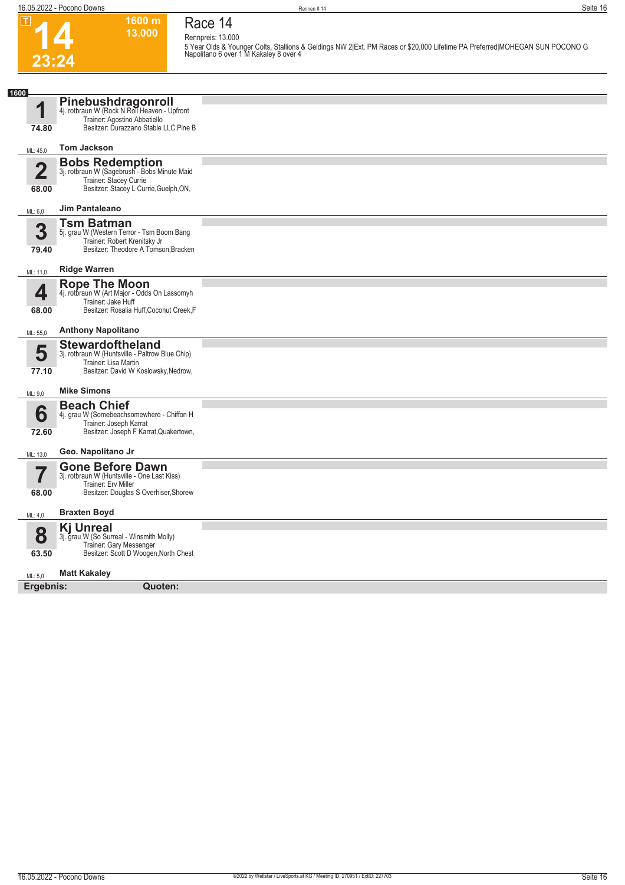# 14

T

1600 m
13.000

23:24

## Race 14

Rennpreis: 13.000

5 Year Olds & Younger Colts, Stallions & Geldings NW 2|Ext. PM Races or $20,000 Lifetime PA Preferred|MOHEGAN SUN POCONO G Napolitano 6 over 1 M Kakaley 8 over 4

1600

**1** **Pinebushdragonroll**
4j. rotbraun W (Rock N Roll Heaven - Upfront
Trainer: Agostino Abbatiello
Besitzer: Durazzano Stable LLC,Pine B
74.80
ML: 45,0 **Tom Jackson**

**2** **Bobs Redemption**
3j. rotbraun W (Sagebrush - Bobs Minute Maid
Trainer: Stacey Currie
Besitzer: Stacey L Currie,Guelph,ON,
68.00
ML: 6,0 **Jim Pantaleano**

**3** **Tsm Batman**
5j. grau W (Western Terror - Tsm Boom Bang
Trainer: Robert Krenitsky Jr
Besitzer: Theodore A Tomson,Bracken
79.40
ML: 11,0 **Ridge Warren**

**4** **Rope The Moon**
4j. rotbraun W (Art Major - Odds On Lassomyh
Trainer: Jake Huff
Besitzer: Rosalia Huff,Coconut Creek,F
68.00
ML: 55,0 **Anthony Napolitano**

**5** **Stewardoftheland**
3j. rotbraun W (Huntsville - Paltrow Blue Chip)
Trainer: Lisa Martin
Besitzer: David W Koslowsky,Nedrow,
77.10
ML: 9,0 **Mike Simons**

**6** **Beach Chief**
4j. grau W (Somebeachsomewhere - Chiffon H
Trainer: Joseph Karrat
Besitzer: Joseph F Karrat,Quakertown,
72.60
ML: 13,0 **Geo. Napolitano Jr**

**7** **Gone Before Dawn**
3j. rotbraun W (Huntsville - One Last Kiss)
Trainer: Erv Miller
Besitzer: Douglas S Overhiser,Shorew
68.00
ML: 4,0 **Braxten Boyd**

**8** **Kj Unreal**
3j. grau W (So Surreal - Winsmith Molly)
Trainer: Gary Messenger
Besitzer: Scott D Woogen,North Chest
63.50
ML: 5,0 **Matt Kakaley**

**Ergebnis:** **Quoten:**